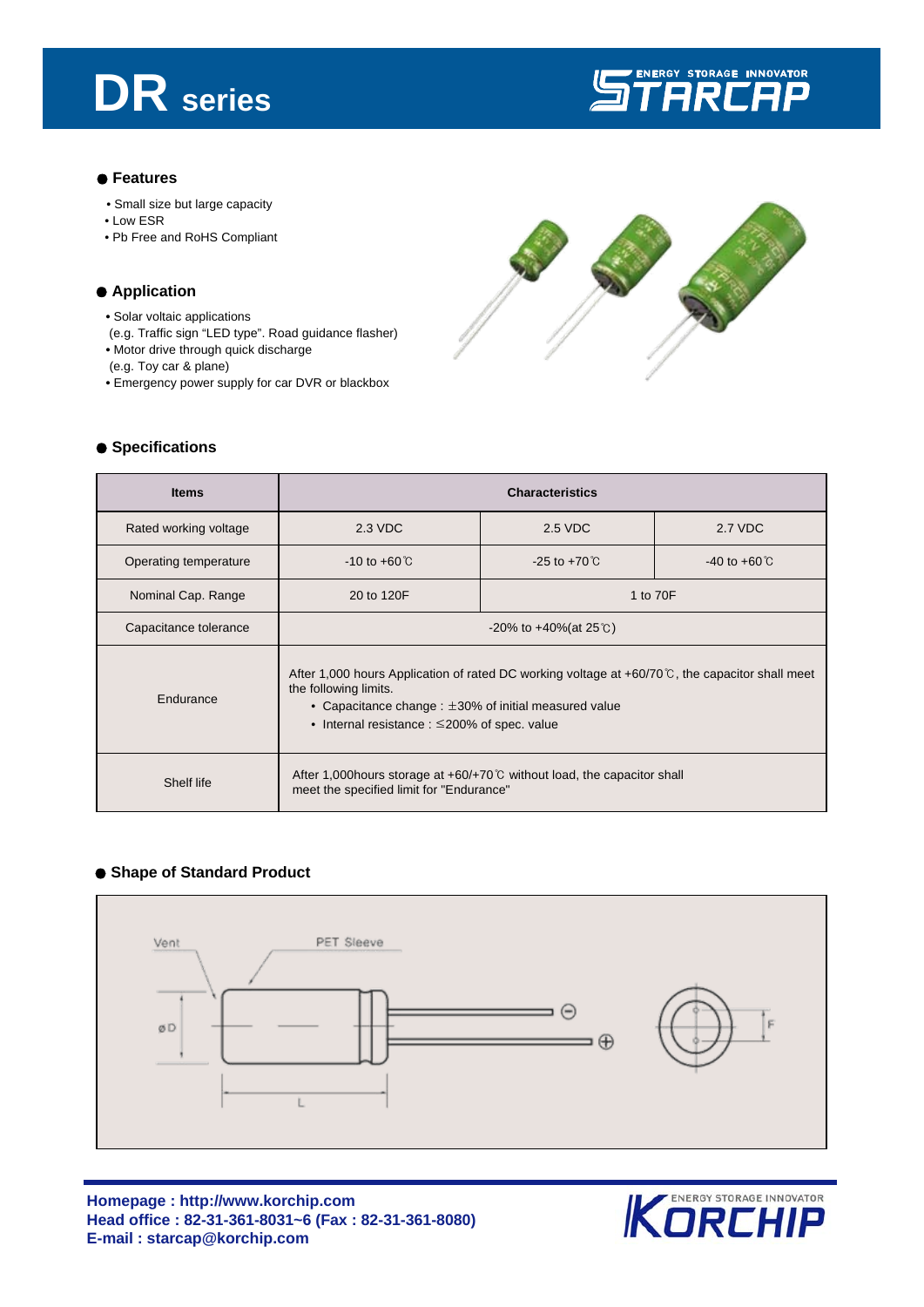# DR series

STARCAP — ENERGY STORAGE INNOVATOR

## Features

- Small size but large capacity
- Low ESR
- Pb Free and RoHS Compliant

## Application

- Solar voltaic applications
  (e.g. Traffic sign "LED type". Road guidance flasher)
- Motor drive through quick discharge
  (e.g. Toy car & plane)
- Emergency power supply for car DVR or blackbox

## Specifications

| Items | Characteristics | | |
|---|---|---|---|
| Rated working voltage | 2.3 VDC | 2.5 VDC | 2.7 VDC |
| Operating temperature | -10 to +60℃ | -25 to +70℃ | -40 to +60℃ |
| Nominal Cap. Range | 20 to 120F | 1 to 70F | |
| Capacitance tolerance | -20% to +40%(at 25℃) | | |
| Endurance | After 1,000 hours Application of rated DC working voltage at +60/70℃, the capacitor shall meet the following limits.<br>• Capacitance change : ±30% of initial measured value<br>• Internal resistance : ≤200% of spec. value | | |
| Shelf life | After 1,000hours storage at +60/+70℃ without load, the capacitor shall meet the specified limit for "Endurance" | | |

## Shape of Standard Product

Vent — PET Sleeve — øD — L — ⊖ — ⊕ — F

**Homepage : http://www.korchip.com**
**Head office : 82-31-361-8031~6 (Fax : 82-31-361-8080)**
**E-mail : starcap@korchip.com**

KORCHIP — ENERGY STORAGE INNOVATOR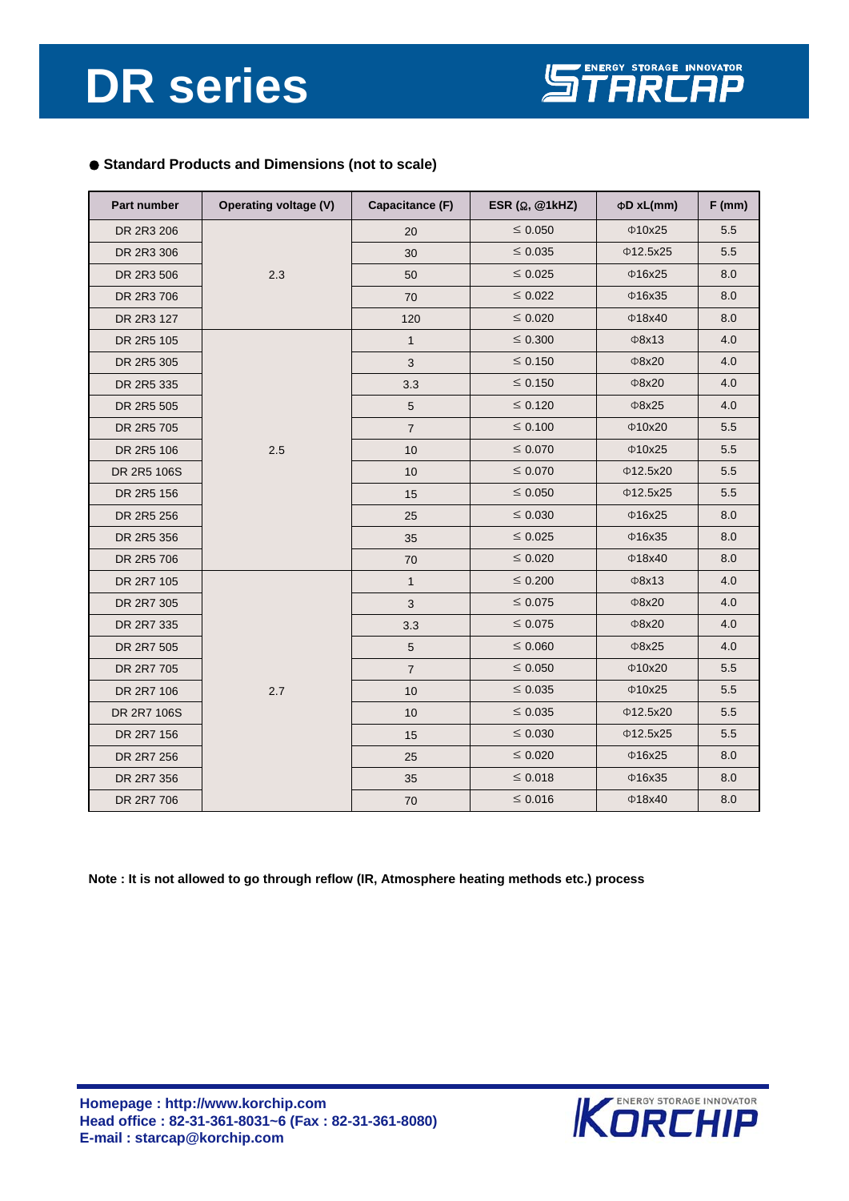# DR series

STARCAP ENERGY STORAGE INNOVATOR

● **Standard Products and Dimensions (not to scale)**

| Part number | Operating voltage (V) | Capacitance (F) | ESR (Ω, @1kHZ) | ΦD xL(mm) | F (mm) |
|---|---|---|---|---|---|
| DR 2R3 206 | 2.3 | 20 | ≤ 0.050 | Φ10x25 | 5.5 |
| DR 2R3 306 | | 30 | ≤ 0.035 | Φ12.5x25 | 5.5 |
| DR 2R3 506 | | 50 | ≤ 0.025 | Φ16x25 | 8.0 |
| DR 2R3 706 | | 70 | ≤ 0.022 | Φ16x35 | 8.0 |
| DR 2R3 127 | | 120 | ≤ 0.020 | Φ18x40 | 8.0 |
| DR 2R5 105 | 2.5 | 1 | ≤ 0.300 | Φ8x13 | 4.0 |
| DR 2R5 305 | | 3 | ≤ 0.150 | Φ8x20 | 4.0 |
| DR 2R5 335 | | 3.3 | ≤ 0.150 | Φ8x20 | 4.0 |
| DR 2R5 505 | | 5 | ≤ 0.120 | Φ8x25 | 4.0 |
| DR 2R5 705 | | 7 | ≤ 0.100 | Φ10x20 | 5.5 |
| DR 2R5 106 | | 10 | ≤ 0.070 | Φ10x25 | 5.5 |
| DR 2R5 106S | | 10 | ≤ 0.070 | Φ12.5x20 | 5.5 |
| DR 2R5 156 | | 15 | ≤ 0.050 | Φ12.5x25 | 5.5 |
| DR 2R5 256 | | 25 | ≤ 0.030 | Φ16x25 | 8.0 |
| DR 2R5 356 | | 35 | ≤ 0.025 | Φ16x35 | 8.0 |
| DR 2R5 706 | | 70 | ≤ 0.020 | Φ18x40 | 8.0 |
| DR 2R7 105 | 2.7 | 1 | ≤ 0.200 | Φ8x13 | 4.0 |
| DR 2R7 305 | | 3 | ≤ 0.075 | Φ8x20 | 4.0 |
| DR 2R7 335 | | 3.3 | ≤ 0.075 | Φ8x20 | 4.0 |
| DR 2R7 505 | | 5 | ≤ 0.060 | Φ8x25 | 4.0 |
| DR 2R7 705 | | 7 | ≤ 0.050 | Φ10x20 | 5.5 |
| DR 2R7 106 | | 10 | ≤ 0.035 | Φ10x25 | 5.5 |
| DR 2R7 106S | | 10 | ≤ 0.035 | Φ12.5x20 | 5.5 |
| DR 2R7 156 | | 15 | ≤ 0.030 | Φ12.5x25 | 5.5 |
| DR 2R7 256 | | 25 | ≤ 0.020 | Φ16x25 | 8.0 |
| DR 2R7 356 | | 35 | ≤ 0.018 | Φ16x35 | 8.0 |
| DR 2R7 706 | | 70 | ≤ 0.016 | Φ18x40 | 8.0 |

**Note : It is not allowed to go through reflow (IR, Atmosphere heating methods etc.) process**

**Homepage : http://www.korchip.com**
**Head office : 82-31-361-8031~6 (Fax : 82-31-361-8080)**
**E-mail : starcap@korchip.com**

KORCHIP ENERGY STORAGE INNOVATOR